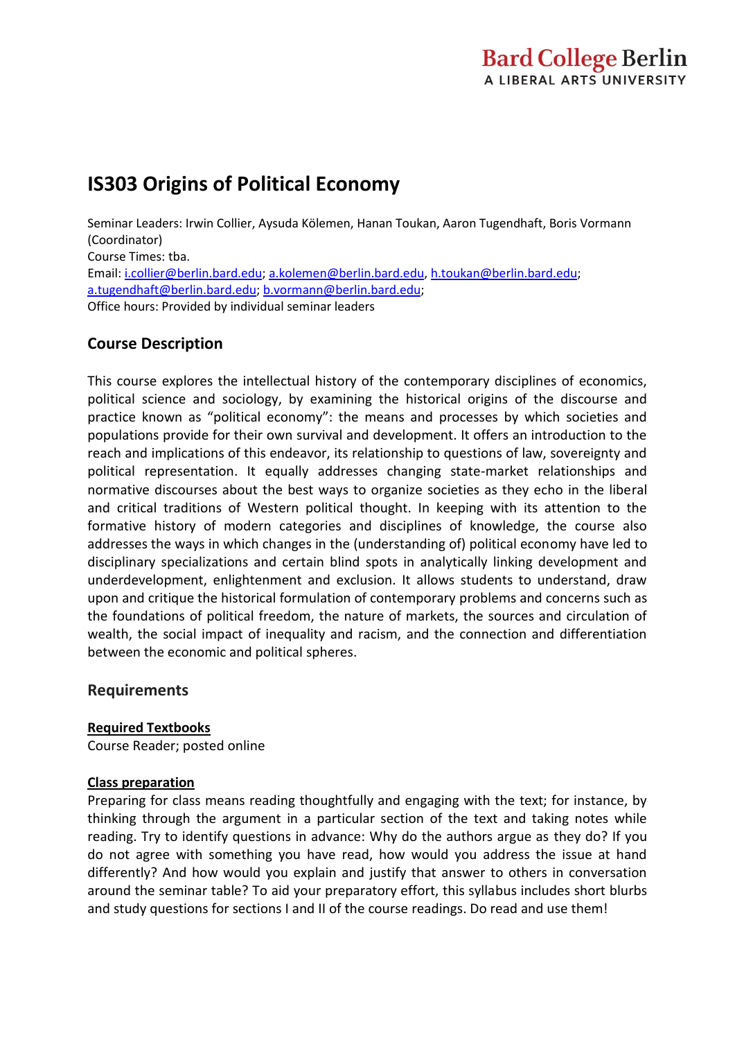Bard College Berlin
A LIBERAL ARTS UNIVERSITY

# IS303 Origins of Political Economy

Seminar Leaders: Irwin Collier, Aysuda Kölemen, Hanan Toukan, Aaron Tugendhaft, Boris Vormann (Coordinator)
Course Times: tba.
Email: i.collier@berlin.bard.edu; a.kolemen@berlin.bard.edu, h.toukan@berlin.bard.edu; a.tugendhaft@berlin.bard.edu; b.vormann@berlin.bard.edu;
Office hours: Provided by individual seminar leaders

## Course Description

This course explores the intellectual history of the contemporary disciplines of economics, political science and sociology, by examining the historical origins of the discourse and practice known as "political economy": the means and processes by which societies and populations provide for their own survival and development. It offers an introduction to the reach and implications of this endeavor, its relationship to questions of law, sovereignty and political representation. It equally addresses changing state-market relationships and normative discourses about the best ways to organize societies as they echo in the liberal and critical traditions of Western political thought. In keeping with its attention to the formative history of modern categories and disciplines of knowledge, the course also addresses the ways in which changes in the (understanding of) political economy have led to disciplinary specializations and certain blind spots in analytically linking development and underdevelopment, enlightenment and exclusion. It allows students to understand, draw upon and critique the historical formulation of contemporary problems and concerns such as the foundations of political freedom, the nature of markets, the sources and circulation of wealth, the social impact of inequality and racism, and the connection and differentiation between the economic and political spheres.

## Requirements

**Required Textbooks**
Course Reader; posted online

**Class preparation**
Preparing for class means reading thoughtfully and engaging with the text; for instance, by thinking through the argument in a particular section of the text and taking notes while reading. Try to identify questions in advance: Why do the authors argue as they do? If you do not agree with something you have read, how would you address the issue at hand differently? And how would you explain and justify that answer to others in conversation around the seminar table? To aid your preparatory effort, this syllabus includes short blurbs and study questions for sections I and II of the course readings. Do read and use them!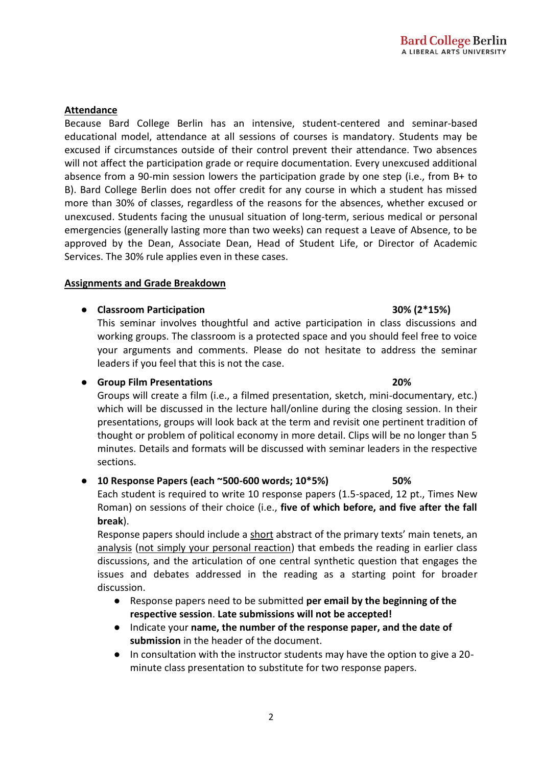## Attendance

Because Bard College Berlin has an intensive, student-centered and seminar-based educational model, attendance at all sessions of courses is mandatory. Students may be excused if circumstances outside of their control prevent their attendance. Two absences will not affect the participation grade or require documentation. Every unexcused additional absence from a 90-min session lowers the participation grade by one step (i.e., from B+ to B). Bard College Berlin does not offer credit for any course in which a student has missed more than 30% of classes, regardless of the reasons for the absences, whether excused or unexcused. Students facing the unusual situation of long-term, serious medical or personal emergencies (generally lasting more than two weeks) can request a Leave of Absence, to be approved by the Dean, Associate Dean, Head of Student Life, or Director of Academic Services. The 30% rule applies even in these cases.

## Assignments and Grade Breakdown

- **Classroom Participation** **30% (2*15%)**
  This seminar involves thoughtful and active participation in class discussions and working groups. The classroom is a protected space and you should feel free to voice your arguments and comments. Please do not hesitate to address the seminar leaders if you feel that this is not the case.

- **Group Film Presentations** **20%**
  Groups will create a film (i.e., a filmed presentation, sketch, mini-documentary, etc.) which will be discussed in the lecture hall/online during the closing session. In their presentations, groups will look back at the term and revisit one pertinent tradition of thought or problem of political economy in more detail. Clips will be no longer than 5 minutes. Details and formats will be discussed with seminar leaders in the respective sections.

- **10 Response Papers (each ~500-600 words; 10*5%)** **50%**
  Each student is required to write 10 response papers (1.5-spaced, 12 pt., Times New Roman) on sessions of their choice (i.e., **five of which before, and five after the fall break**).
  Response papers should include a <u>short</u> abstract of the primary texts' main tenets, an <u>analysis</u> (<u>not simply your personal reaction</u>) that embeds the reading in earlier class discussions, and the articulation of one central synthetic question that engages the issues and debates addressed in the reading as a starting point for broader discussion.
    - Response papers need to be submitted **per email by the beginning of the respective session**. **Late submissions will not be accepted!**
    - Indicate your **name, the number of the response paper, and the date of submission** in the header of the document.
    - In consultation with the instructor students may have the option to give a 20-minute class presentation to substitute for two response papers.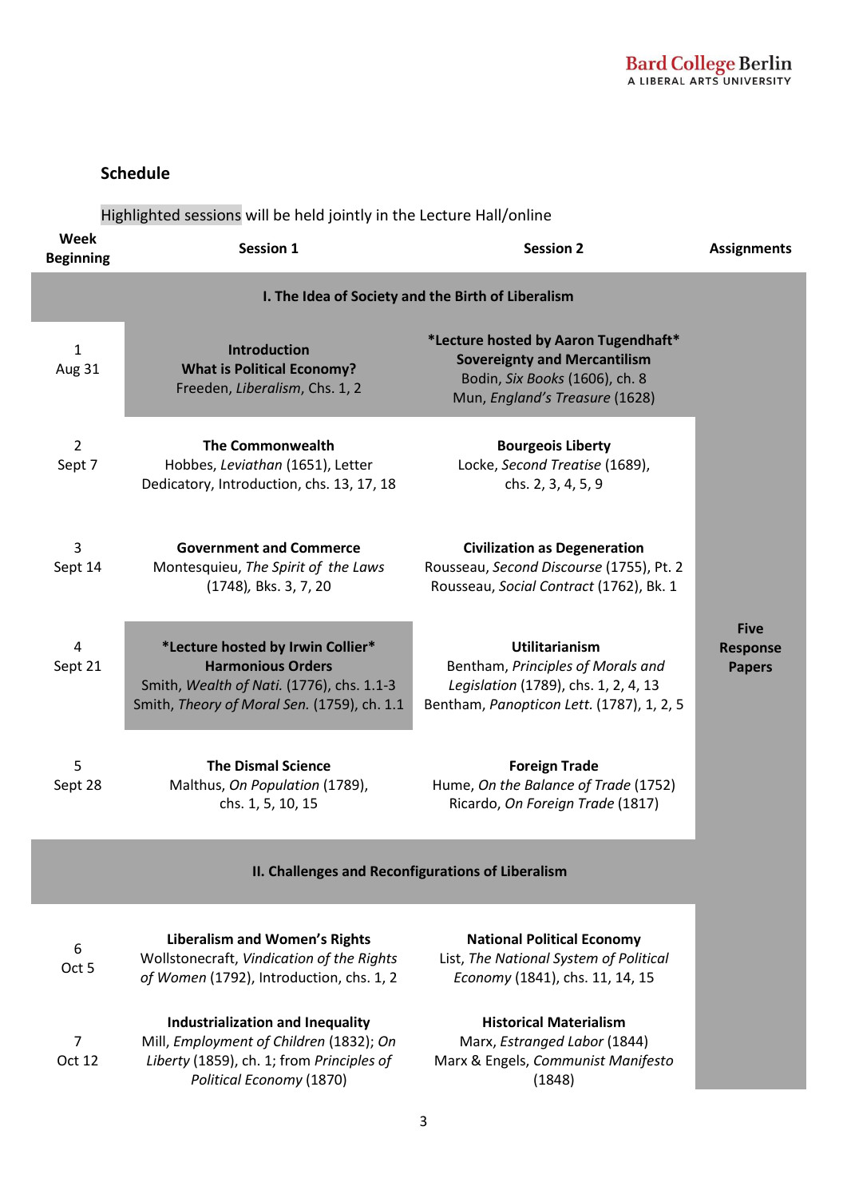## Schedule

Highlighted sessions will be held jointly in the Lecture Hall/online

| Week Beginning | Session 1 | Session 2 | Assignments |
|---|---|---|---|
| | **I. The Idea of Society and the Birth of Liberalism** | | |
| 1<br>Aug 31 | **Introduction**<br>**What is Political Economy?**<br>Freeden, *Liberalism*, Chs. 1, 2 | **\*Lecture hosted by Aaron Tugendhaft\***<br>**Sovereignty and Mercantilism**<br>Bodin, *Six Books* (1606), ch. 8<br>Mun, *England's Treasure* (1628) | |
| 2<br>Sept 7 | **The Commonwealth**<br>Hobbes, *Leviathan* (1651), Letter Dedicatory, Introduction, chs. 13, 17, 18 | **Bourgeois Liberty**<br>Locke, *Second Treatise* (1689), chs. 2, 3, 4, 5, 9 | **Five Response Papers** |
| 3<br>Sept 14 | **Government and Commerce**<br>Montesquieu, *The Spirit of the Laws* (1748), Bks. 3, 7, 20 | **Civilization as Degeneration**<br>Rousseau, *Second Discourse* (1755), Pt. 2<br>Rousseau, *Social Contract* (1762), Bk. 1 | |
| 4<br>Sept 21 | **\*Lecture hosted by Irwin Collier\***<br>**Harmonious Orders**<br>Smith, *Wealth of Nati.* (1776), chs. 1.1-3<br>Smith, *Theory of Moral Sen.* (1759), ch. 1.1 | **Utilitarianism**<br>Bentham, *Principles of Morals and Legislation* (1789), chs. 1, 2, 4, 13<br>Bentham, *Panopticon Lett.* (1787), 1, 2, 5 | |
| 5<br>Sept 28 | **The Dismal Science**<br>Malthus, *On Population* (1789), chs. 1, 5, 10, 15 | **Foreign Trade**<br>Hume, *On the Balance of Trade* (1752)<br>Ricardo, *On Foreign Trade* (1817) | |
| | **II. Challenges and Reconfigurations of Liberalism** | | |
| 6<br>Oct 5 | **Liberalism and Women's Rights**<br>Wollstonecraft, *Vindication of the Rights of Women* (1792), Introduction, chs. 1, 2 | **National Political Economy**<br>List, *The National System of Political Economy* (1841), chs. 11, 14, 15 | |
| 7<br>Oct 12 | **Industrialization and Inequality**<br>Mill, *Employment of Children* (1832); *On Liberty* (1859), ch. 1; from *Principles of Political Economy* (1870) | **Historical Materialism**<br>Marx, *Estranged Labor* (1844)<br>Marx & Engels, *Communist Manifesto* (1848) | |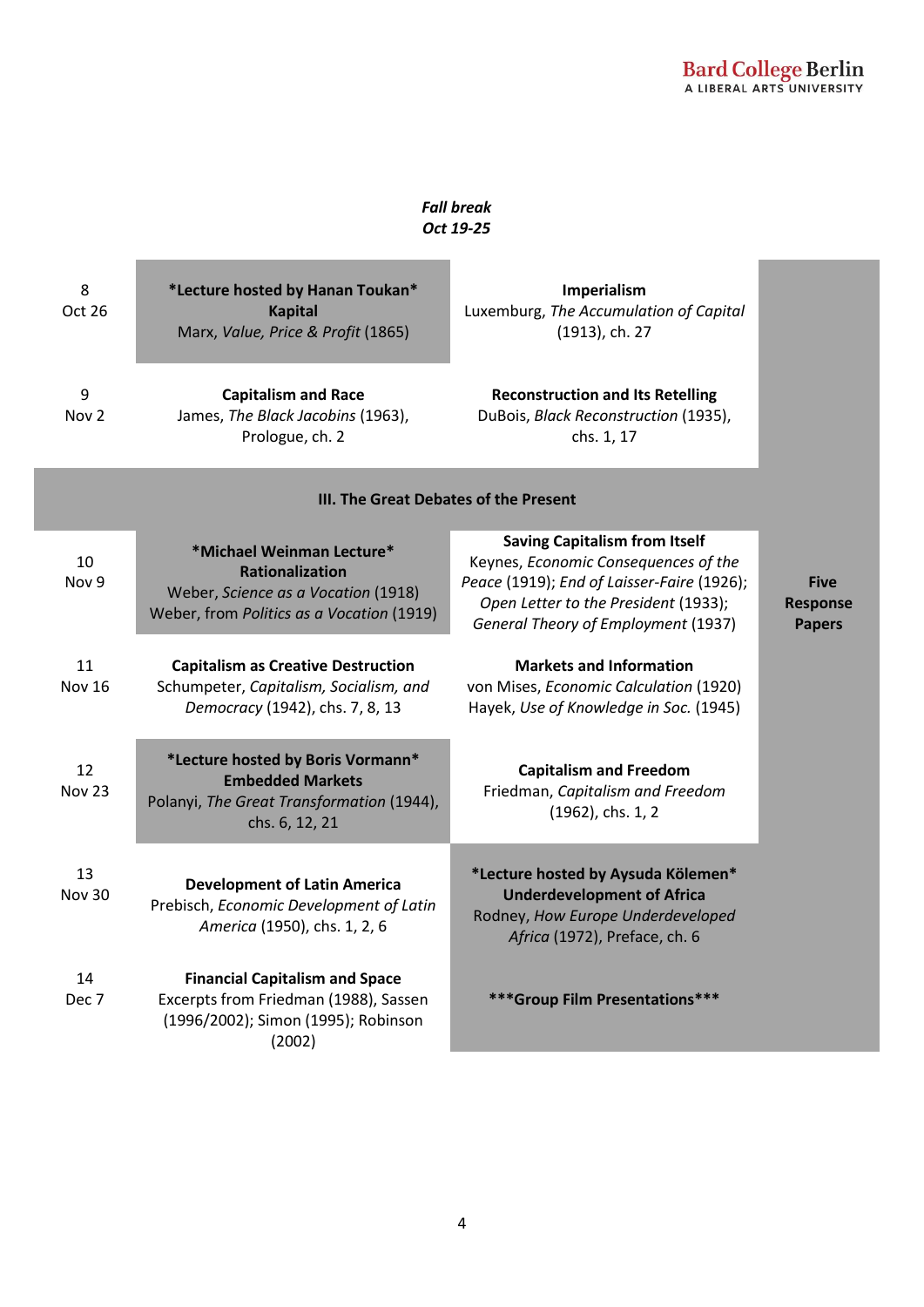***Fall break***
***Oct 19-25***

| | | | |
|---|---|---|---|
| 8<br>Oct 26 | **\*Lecture hosted by Hanan Toukan\***<br>**Kapital**<br>Marx, *Value, Price & Profit* (1865) | **Imperialism**<br>Luxemburg, *The Accumulation of Capital* (1913), ch. 27 | |
| 9<br>Nov 2 | **Capitalism and Race**<br>James, *The Black Jacobins* (1963), Prologue, ch. 2 | **Reconstruction and Its Retelling**<br>DuBois, *Black Reconstruction* (1935), chs. 1, 17 | |
| | **III. The Great Debates of the Present** | | |
| 10<br>Nov 9 | **\*Michael Weinman Lecture\***<br>**Rationalization**<br>Weber, *Science as a Vocation* (1918)<br>Weber, from *Politics as a Vocation* (1919) | **Saving Capitalism from Itself**<br>Keynes, *Economic Consequences of the Peace* (1919); *End of Laisser-Faire* (1926); *Open Letter to the President* (1933); *General Theory of Employment* (1937) | **Five Response Papers** |
| 11<br>Nov 16 | **Capitalism as Creative Destruction**<br>Schumpeter, *Capitalism, Socialism, and Democracy* (1942), chs. 7, 8, 13 | **Markets and Information**<br>von Mises, *Economic Calculation* (1920)<br>Hayek, *Use of Knowledge in Soc.* (1945) | |
| 12<br>Nov 23 | **\*Lecture hosted by Boris Vormann\***<br>**Embedded Markets**<br>Polanyi, *The Great Transformation* (1944), chs. 6, 12, 21 | **Capitalism and Freedom**<br>Friedman, *Capitalism and Freedom* (1962), chs. 1, 2 | |
| 13<br>Nov 30 | **Development of Latin America**<br>Prebisch, *Economic Development of Latin America* (1950), chs. 1, 2, 6 | **\*Lecture hosted by Aysuda Kölemen\***<br>**Underdevelopment of Africa**<br>Rodney, *How Europe Underdeveloped Africa* (1972), Preface, ch. 6 | |
| 14<br>Dec 7 | **Financial Capitalism and Space**<br>Excerpts from Friedman (1988), Sassen (1996/2002); Simon (1995); Robinson (2002) | **\*\*\*Group Film Presentations\*\*\*** | |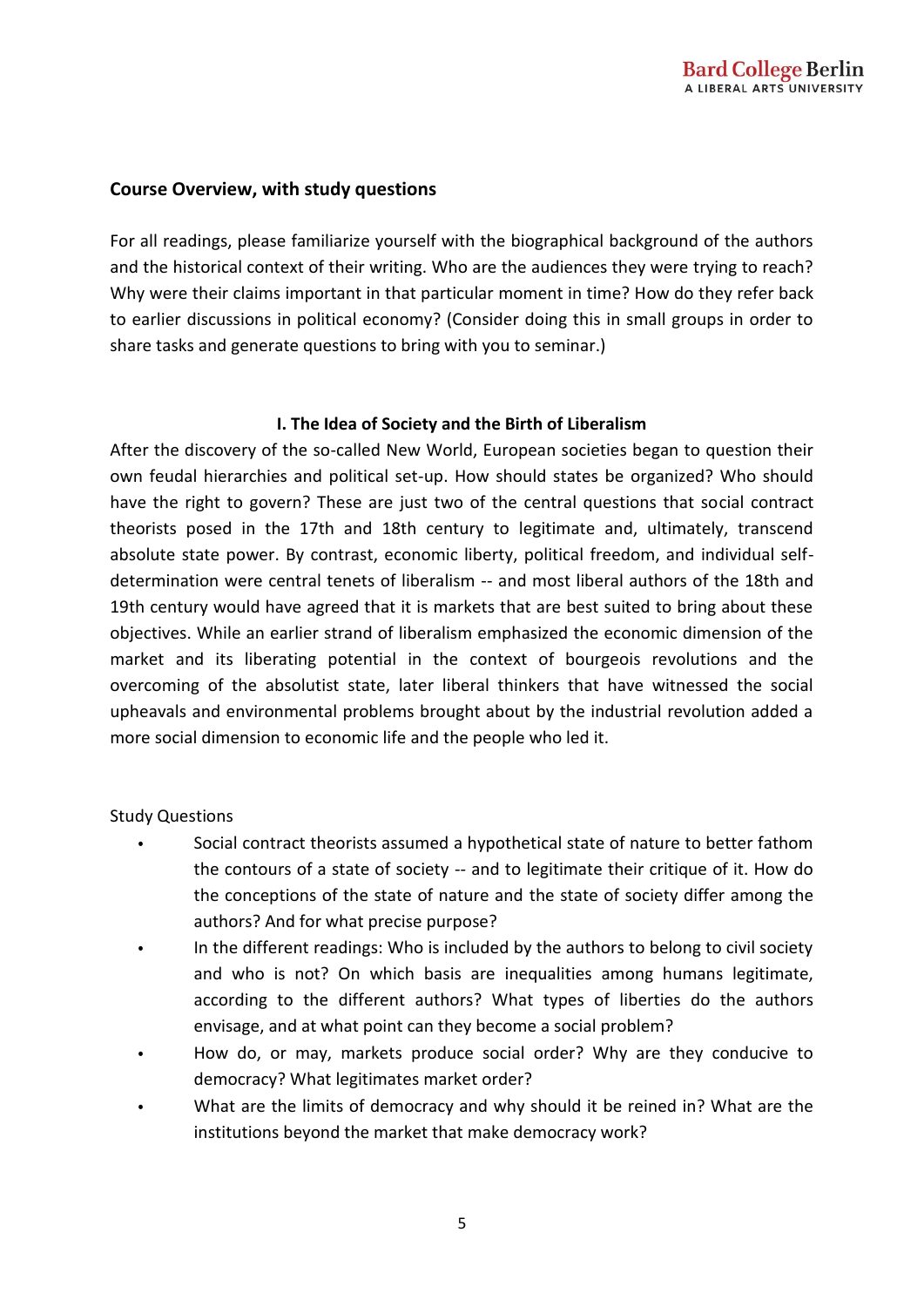## Course Overview, with study questions

For all readings, please familiarize yourself with the biographical background of the authors and the historical context of their writing. Who are the audiences they were trying to reach? Why were their claims important in that particular moment in time? How do they refer back to earlier discussions in political economy? (Consider doing this in small groups in order to share tasks and generate questions to bring with you to seminar.)

### I. The Idea of Society and the Birth of Liberalism

After the discovery of the so-called New World, European societies began to question their own feudal hierarchies and political set-up. How should states be organized? Who should have the right to govern? These are just two of the central questions that social contract theorists posed in the 17th and 18th century to legitimate and, ultimately, transcend absolute state power. By contrast, economic liberty, political freedom, and individual self-determination were central tenets of liberalism -- and most liberal authors of the 18th and 19th century would have agreed that it is markets that are best suited to bring about these objectives. While an earlier strand of liberalism emphasized the economic dimension of the market and its liberating potential in the context of bourgeois revolutions and the overcoming of the absolutist state, later liberal thinkers that have witnessed the social upheavals and environmental problems brought about by the industrial revolution added a more social dimension to economic life and the people who led it.

Study Questions

- Social contract theorists assumed a hypothetical state of nature to better fathom the contours of a state of society -- and to legitimate their critique of it. How do the conceptions of the state of nature and the state of society differ among the authors? And for what precise purpose?
- In the different readings: Who is included by the authors to belong to civil society and who is not? On which basis are inequalities among humans legitimate, according to the different authors? What types of liberties do the authors envisage, and at what point can they become a social problem?
- How do, or may, markets produce social order? Why are they conducive to democracy? What legitimates market order?
- What are the limits of democracy and why should it be reined in? What are the institutions beyond the market that make democracy work?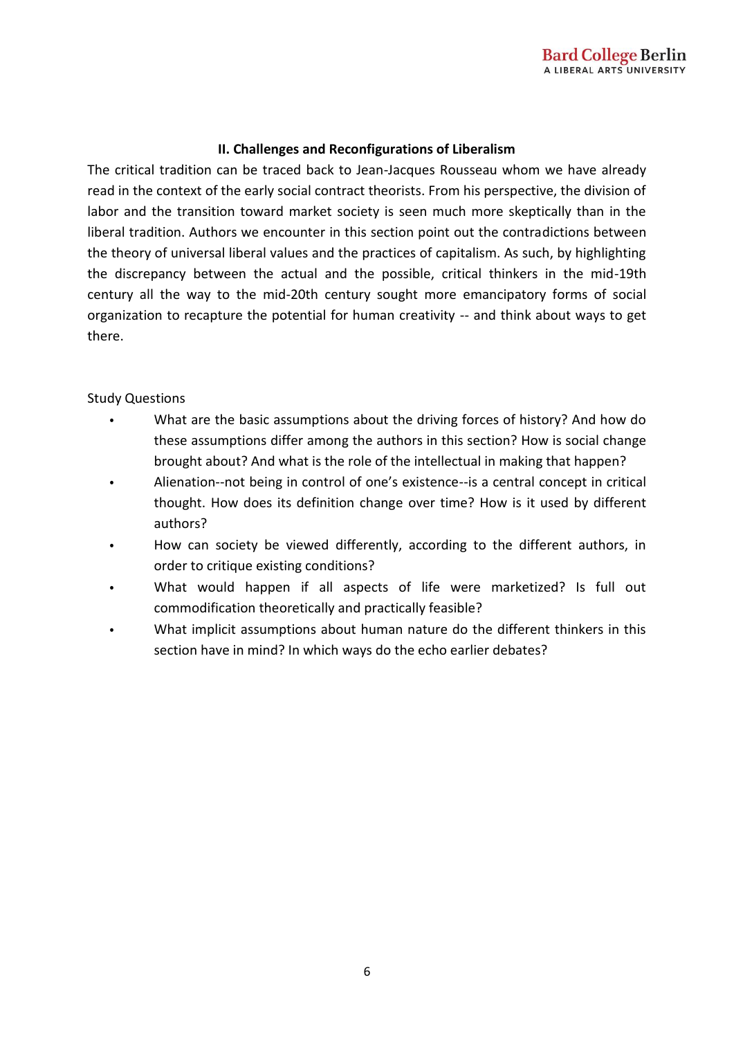## II. Challenges and Reconfigurations of Liberalism

The critical tradition can be traced back to Jean-Jacques Rousseau whom we have already read in the context of the early social contract theorists. From his perspective, the division of labor and the transition toward market society is seen much more skeptically than in the liberal tradition. Authors we encounter in this section point out the contradictions between the theory of universal liberal values and the practices of capitalism. As such, by highlighting the discrepancy between the actual and the possible, critical thinkers in the mid-19th century all the way to the mid-20th century sought more emancipatory forms of social organization to recapture the potential for human creativity -- and think about ways to get there.

Study Questions

- What are the basic assumptions about the driving forces of history? And how do these assumptions differ among the authors in this section? How is social change brought about? And what is the role of the intellectual in making that happen?
- Alienation--not being in control of one's existence--is a central concept in critical thought. How does its definition change over time? How is it used by different authors?
- How can society be viewed differently, according to the different authors, in order to critique existing conditions?
- What would happen if all aspects of life were marketized? Is full out commodification theoretically and practically feasible?
- What implicit assumptions about human nature do the different thinkers in this section have in mind? In which ways do the echo earlier debates?